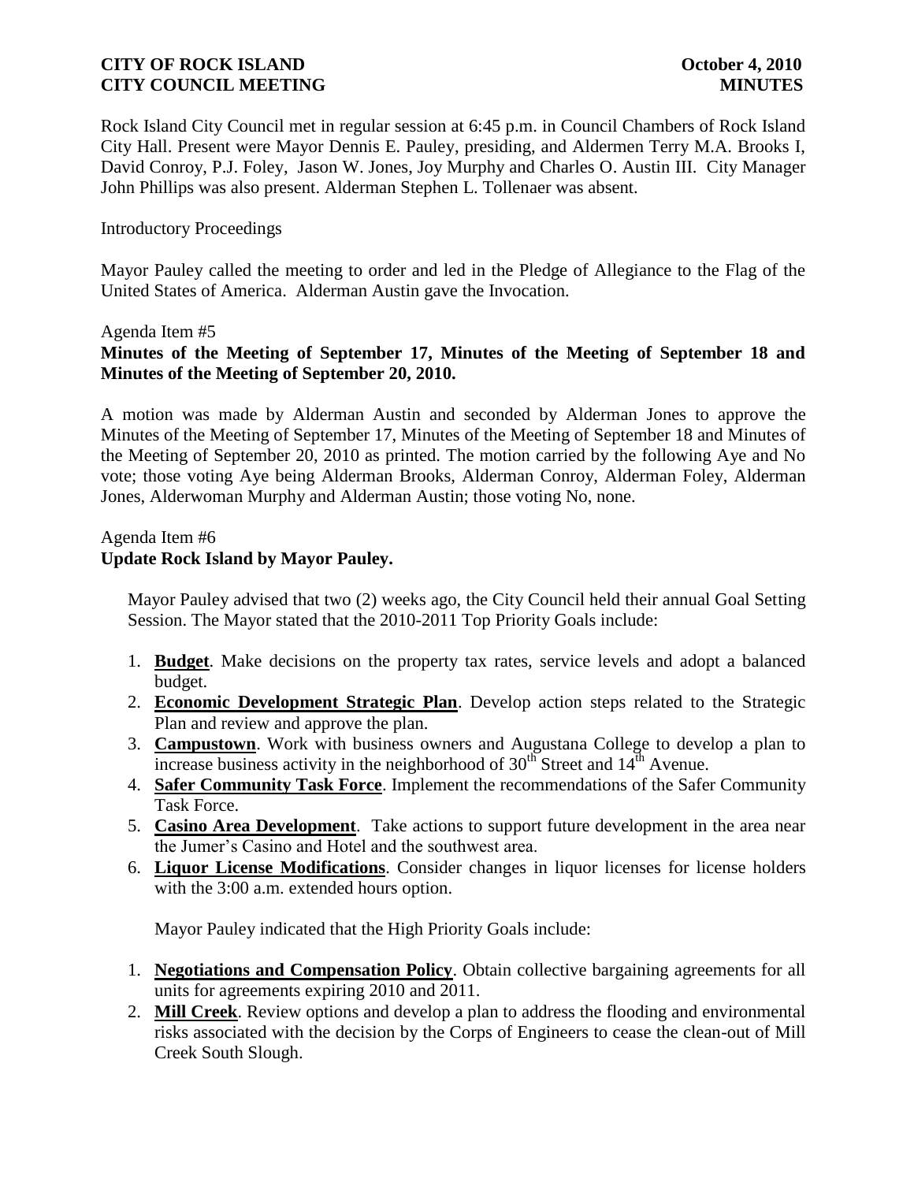**CITY OF ROCK ISLAND** **October 4, 2010**
**CITY COUNCIL MEETING** **MINUTES**

Rock Island City Council met in regular session at 6:45 p.m. in Council Chambers of Rock Island City Hall. Present were Mayor Dennis E. Pauley, presiding, and Aldermen Terry M.A. Brooks I, David Conroy, P.J. Foley, Jason W. Jones, Joy Murphy and Charles O. Austin III. City Manager John Phillips was also present. Alderman Stephen L. Tollenaer was absent.

Introductory Proceedings

Mayor Pauley called the meeting to order and led in the Pledge of Allegiance to the Flag of the United States of America. Alderman Austin gave the Invocation.

Agenda Item #5
**Minutes of the Meeting of September 17, Minutes of the Meeting of September 18 and Minutes of the Meeting of September 20, 2010.**

A motion was made by Alderman Austin and seconded by Alderman Jones to approve the Minutes of the Meeting of September 17, Minutes of the Meeting of September 18 and Minutes of the Meeting of September 20, 2010 as printed. The motion carried by the following Aye and No vote; those voting Aye being Alderman Brooks, Alderman Conroy, Alderman Foley, Alderman Jones, Alderwoman Murphy and Alderman Austin; those voting No, none.

Agenda Item #6
**Update Rock Island by Mayor Pauley.**

Mayor Pauley advised that two (2) weeks ago, the City Council held their annual Goal Setting Session. The Mayor stated that the 2010-2011 Top Priority Goals include:

1. **Budget**. Make decisions on the property tax rates, service levels and adopt a balanced budget.
2. **Economic Development Strategic Plan**. Develop action steps related to the Strategic Plan and review and approve the plan.
3. **Campustown**. Work with business owners and Augustana College to develop a plan to increase business activity in the neighborhood of 30th Street and 14th Avenue.
4. **Safer Community Task Force**. Implement the recommendations of the Safer Community Task Force.
5. **Casino Area Development**. Take actions to support future development in the area near the Jumer's Casino and Hotel and the southwest area.
6. **Liquor License Modifications**. Consider changes in liquor licenses for license holders with the 3:00 a.m. extended hours option.

Mayor Pauley indicated that the High Priority Goals include:

1. **Negotiations and Compensation Policy**. Obtain collective bargaining agreements for all units for agreements expiring 2010 and 2011.
2. **Mill Creek**. Review options and develop a plan to address the flooding and environmental risks associated with the decision by the Corps of Engineers to cease the clean-out of Mill Creek South Slough.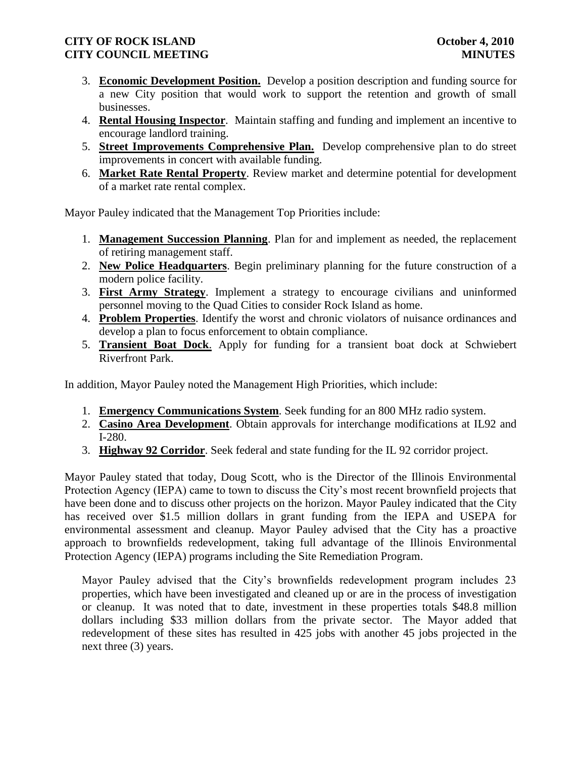3. **Economic Development Position.** Develop a position description and funding source for a new City position that would work to support the retention and growth of small businesses.
4. **Rental Housing Inspector**. Maintain staffing and funding and implement an incentive to encourage landlord training.
5. **Street Improvements Comprehensive Plan.** Develop comprehensive plan to do street improvements in concert with available funding.
6. **Market Rate Rental Property**. Review market and determine potential for development of a market rate rental complex.

Mayor Pauley indicated that the Management Top Priorities include:

1. **Management Succession Planning**. Plan for and implement as needed, the replacement of retiring management staff.
2. **New Police Headquarters**. Begin preliminary planning for the future construction of a modern police facility.
3. **First Army Strategy**. Implement a strategy to encourage civilians and uninformed personnel moving to the Quad Cities to consider Rock Island as home.
4. **Problem Properties**. Identify the worst and chronic violators of nuisance ordinances and develop a plan to focus enforcement to obtain compliance.
5. **Transient Boat Dock**. Apply for funding for a transient boat dock at Schwiebert Riverfront Park.

In addition, Mayor Pauley noted the Management High Priorities, which include:

1. **Emergency Communications System**. Seek funding for an 800 MHz radio system.
2. **Casino Area Development**. Obtain approvals for interchange modifications at IL92 and I-280.
3. **Highway 92 Corridor**. Seek federal and state funding for the IL 92 corridor project.

Mayor Pauley stated that today, Doug Scott, who is the Director of the Illinois Environmental Protection Agency (IEPA) came to town to discuss the City's most recent brownfield projects that have been done and to discuss other projects on the horizon. Mayor Pauley indicated that the City has received over $1.5 million dollars in grant funding from the IEPA and USEPA for environmental assessment and cleanup. Mayor Pauley advised that the City has a proactive approach to brownfields redevelopment, taking full advantage of the Illinois Environmental Protection Agency (IEPA) programs including the Site Remediation Program.

Mayor Pauley advised that the City's brownfields redevelopment program includes 23 properties, which have been investigated and cleaned up or are in the process of investigation or cleanup. It was noted that to date, investment in these properties totals $48.8 million dollars including $33 million dollars from the private sector. The Mayor added that redevelopment of these sites has resulted in 425 jobs with another 45 jobs projected in the next three (3) years.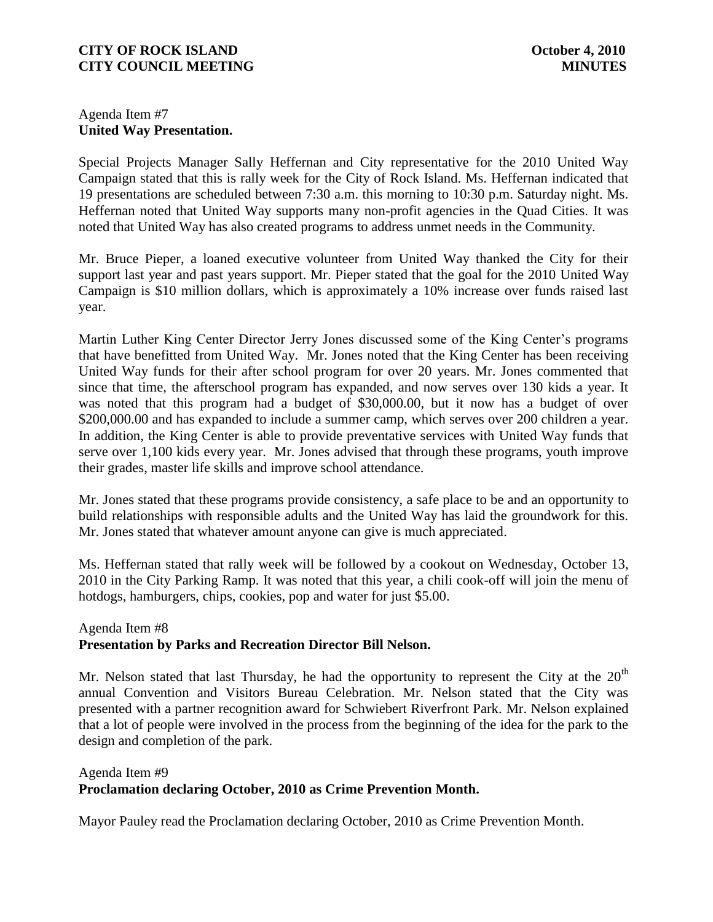Agenda Item #7
**United Way Presentation.**

Special Projects Manager Sally Heffernan and City representative for the 2010 United Way Campaign stated that this is rally week for the City of Rock Island. Ms. Heffernan indicated that 19 presentations are scheduled between 7:30 a.m. this morning to 10:30 p.m. Saturday night. Ms. Heffernan noted that United Way supports many non-profit agencies in the Quad Cities. It was noted that United Way has also created programs to address unmet needs in the Community.

Mr. Bruce Pieper, a loaned executive volunteer from United Way thanked the City for their support last year and past years support. Mr. Pieper stated that the goal for the 2010 United Way Campaign is \$10 million dollars, which is approximately a 10% increase over funds raised last year.

Martin Luther King Center Director Jerry Jones discussed some of the King Center's programs that have benefitted from United Way. Mr. Jones noted that the King Center has been receiving United Way funds for their after school program for over 20 years. Mr. Jones commented that since that time, the afterschool program has expanded, and now serves over 130 kids a year. It was noted that this program had a budget of \$30,000.00, but it now has a budget of over \$200,000.00 and has expanded to include a summer camp, which serves over 200 children a year. In addition, the King Center is able to provide preventative services with United Way funds that serve over 1,100 kids every year. Mr. Jones advised that through these programs, youth improve their grades, master life skills and improve school attendance.

Mr. Jones stated that these programs provide consistency, a safe place to be and an opportunity to build relationships with responsible adults and the United Way has laid the groundwork for this. Mr. Jones stated that whatever amount anyone can give is much appreciated.

Ms. Heffernan stated that rally week will be followed by a cookout on Wednesday, October 13, 2010 in the City Parking Ramp. It was noted that this year, a chili cook-off will join the menu of hotdogs, hamburgers, chips, cookies, pop and water for just \$5.00.

Agenda Item #8
**Presentation by Parks and Recreation Director Bill Nelson.**

Mr. Nelson stated that last Thursday, he had the opportunity to represent the City at the 20th annual Convention and Visitors Bureau Celebration. Mr. Nelson stated that the City was presented with a partner recognition award for Schwiebert Riverfront Park. Mr. Nelson explained that a lot of people were involved in the process from the beginning of the idea for the park to the design and completion of the park.

Agenda Item #9
**Proclamation declaring October, 2010 as Crime Prevention Month.**

Mayor Pauley read the Proclamation declaring October, 2010 as Crime Prevention Month.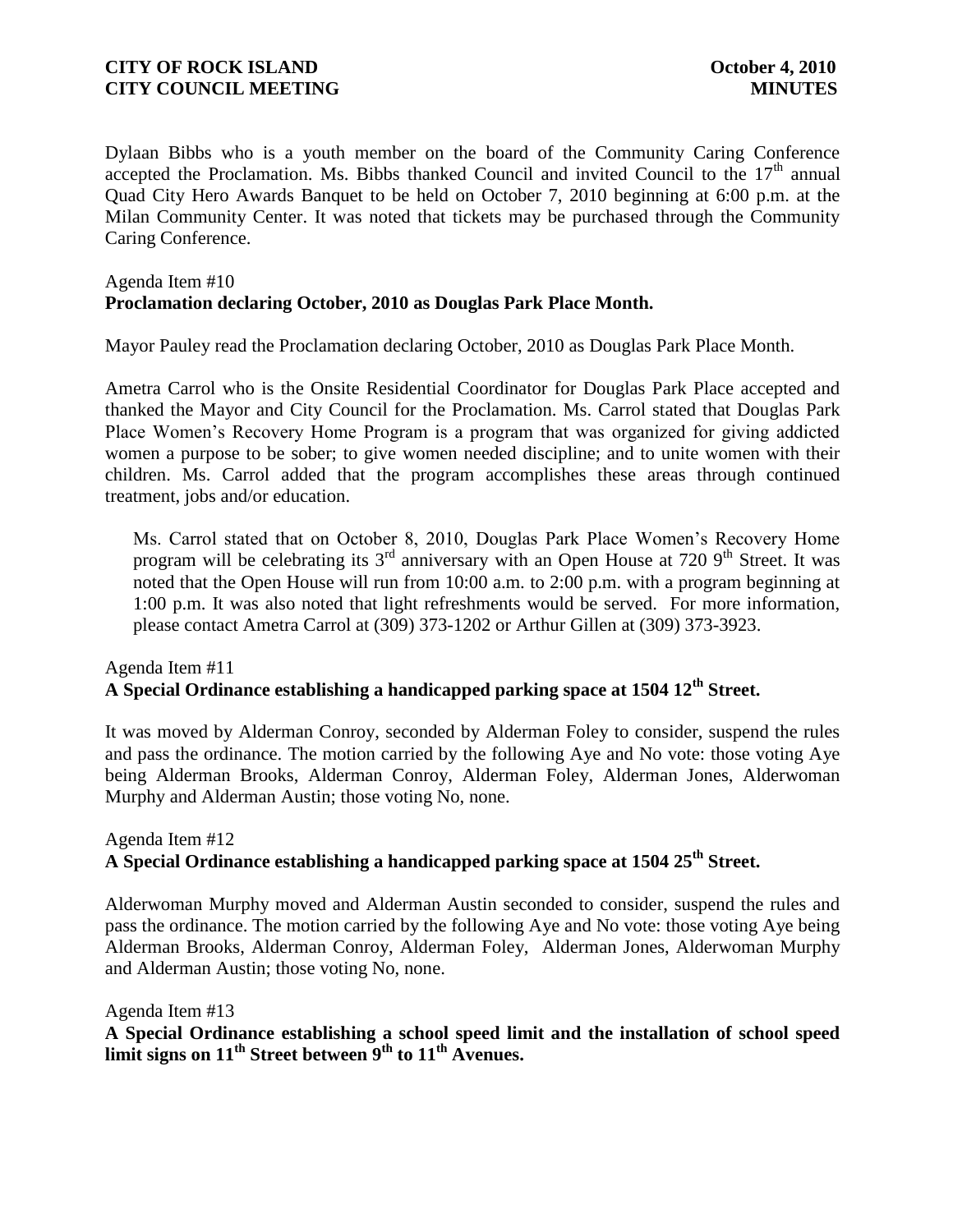Dylaan Bibbs who is a youth member on the board of the Community Caring Conference accepted the Proclamation. Ms. Bibbs thanked Council and invited Council to the 17th annual Quad City Hero Awards Banquet to be held on October 7, 2010 beginning at 6:00 p.m. at the Milan Community Center. It was noted that tickets may be purchased through the Community Caring Conference.

Agenda Item #10
**Proclamation declaring October, 2010 as Douglas Park Place Month.**

Mayor Pauley read the Proclamation declaring October, 2010 as Douglas Park Place Month.

Ametra Carrol who is the Onsite Residential Coordinator for Douglas Park Place accepted and thanked the Mayor and City Council for the Proclamation. Ms. Carrol stated that Douglas Park Place Women's Recovery Home Program is a program that was organized for giving addicted women a purpose to be sober; to give women needed discipline; and to unite women with their children. Ms. Carrol added that the program accomplishes these areas through continued treatment, jobs and/or education.

Ms. Carrol stated that on October 8, 2010, Douglas Park Place Women's Recovery Home program will be celebrating its 3rd anniversary with an Open House at 720 9th Street. It was noted that the Open House will run from 10:00 a.m. to 2:00 p.m. with a program beginning at 1:00 p.m. It was also noted that light refreshments would be served. For more information, please contact Ametra Carrol at (309) 373-1202 or Arthur Gillen at (309) 373-3923.

Agenda Item #11
**A Special Ordinance establishing a handicapped parking space at 1504 12th Street.**

It was moved by Alderman Conroy, seconded by Alderman Foley to consider, suspend the rules and pass the ordinance. The motion carried by the following Aye and No vote: those voting Aye being Alderman Brooks, Alderman Conroy, Alderman Foley, Alderman Jones, Alderwoman Murphy and Alderman Austin; those voting No, none.

Agenda Item #12
**A Special Ordinance establishing a handicapped parking space at 1504 25th Street.**

Alderwoman Murphy moved and Alderman Austin seconded to consider, suspend the rules and pass the ordinance. The motion carried by the following Aye and No vote: those voting Aye being Alderman Brooks, Alderman Conroy, Alderman Foley, Alderman Jones, Alderwoman Murphy and Alderman Austin; those voting No, none.

Agenda Item #13
**A Special Ordinance establishing a school speed limit and the installation of school speed limit signs on 11th Street between 9th to 11th Avenues.**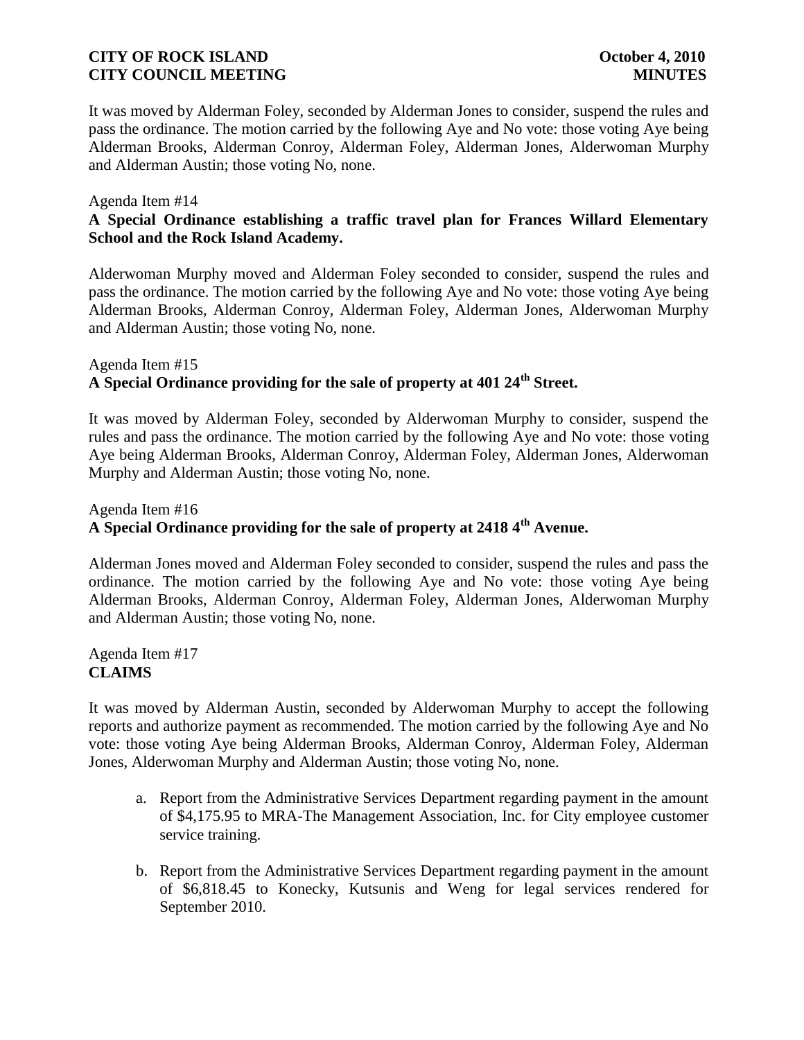It was moved by Alderman Foley, seconded by Alderman Jones to consider, suspend the rules and pass the ordinance. The motion carried by the following Aye and No vote: those voting Aye being Alderman Brooks, Alderman Conroy, Alderman Foley, Alderman Jones, Alderwoman Murphy and Alderman Austin; those voting No, none.

Agenda Item #14
**A Special Ordinance establishing a traffic travel plan for Frances Willard Elementary School and the Rock Island Academy.**

Alderwoman Murphy moved and Alderman Foley seconded to consider, suspend the rules and pass the ordinance. The motion carried by the following Aye and No vote: those voting Aye being Alderman Brooks, Alderman Conroy, Alderman Foley, Alderman Jones, Alderwoman Murphy and Alderman Austin; those voting No, none.

Agenda Item #15
**A Special Ordinance providing for the sale of property at 401 24th Street.**

It was moved by Alderman Foley, seconded by Alderwoman Murphy to consider, suspend the rules and pass the ordinance. The motion carried by the following Aye and No vote: those voting Aye being Alderman Brooks, Alderman Conroy, Alderman Foley, Alderman Jones, Alderwoman Murphy and Alderman Austin; those voting No, none.

Agenda Item #16
**A Special Ordinance providing for the sale of property at 2418 4th Avenue.**

Alderman Jones moved and Alderman Foley seconded to consider, suspend the rules and pass the ordinance. The motion carried by the following Aye and No vote: those voting Aye being Alderman Brooks, Alderman Conroy, Alderman Foley, Alderman Jones, Alderwoman Murphy and Alderman Austin; those voting No, none.

Agenda Item #17
**CLAIMS**

It was moved by Alderman Austin, seconded by Alderwoman Murphy to accept the following reports and authorize payment as recommended. The motion carried by the following Aye and No vote: those voting Aye being Alderman Brooks, Alderman Conroy, Alderman Foley, Alderman Jones, Alderwoman Murphy and Alderman Austin; those voting No, none.

a. Report from the Administrative Services Department regarding payment in the amount of $4,175.95 to MRA-The Management Association, Inc. for City employee customer service training.

b. Report from the Administrative Services Department regarding payment in the amount of $6,818.45 to Konecky, Kutsunis and Weng for legal services rendered for September 2010.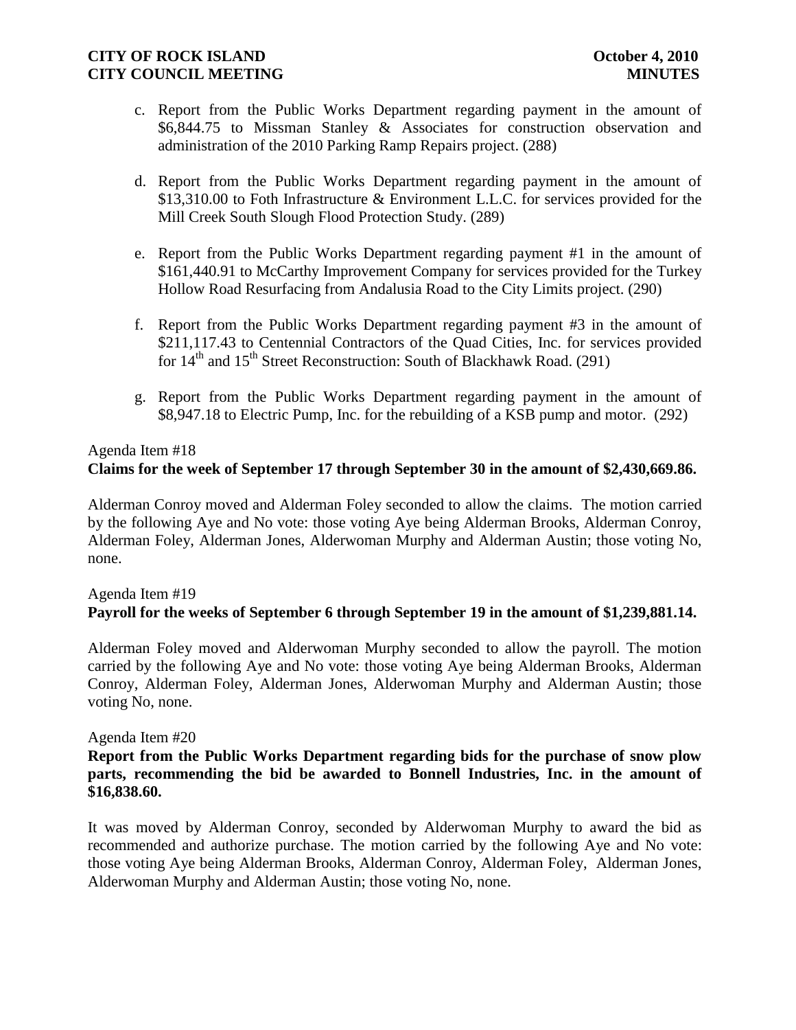c. Report from the Public Works Department regarding payment in the amount of $6,844.75 to Missman Stanley & Associates for construction observation and administration of the 2010 Parking Ramp Repairs project. (288)

d. Report from the Public Works Department regarding payment in the amount of $13,310.00 to Foth Infrastructure & Environment L.L.C. for services provided for the Mill Creek South Slough Flood Protection Study. (289)

e. Report from the Public Works Department regarding payment #1 in the amount of $161,440.91 to McCarthy Improvement Company for services provided for the Turkey Hollow Road Resurfacing from Andalusia Road to the City Limits project. (290)

f. Report from the Public Works Department regarding payment #3 in the amount of $211,117.43 to Centennial Contractors of the Quad Cities, Inc. for services provided for 14th and 15th Street Reconstruction: South of Blackhawk Road. (291)

g. Report from the Public Works Department regarding payment in the amount of $8,947.18 to Electric Pump, Inc. for the rebuilding of a KSB pump and motor. (292)

Agenda Item #18
**Claims for the week of September 17 through September 30 in the amount of $2,430,669.86.**

Alderman Conroy moved and Alderman Foley seconded to allow the claims. The motion carried by the following Aye and No vote: those voting Aye being Alderman Brooks, Alderman Conroy, Alderman Foley, Alderman Jones, Alderwoman Murphy and Alderman Austin; those voting No, none.

Agenda Item #19
**Payroll for the weeks of September 6 through September 19 in the amount of $1,239,881.14.**

Alderman Foley moved and Alderwoman Murphy seconded to allow the payroll. The motion carried by the following Aye and No vote: those voting Aye being Alderman Brooks, Alderman Conroy, Alderman Foley, Alderman Jones, Alderwoman Murphy and Alderman Austin; those voting No, none.

Agenda Item #20
**Report from the Public Works Department regarding bids for the purchase of snow plow parts, recommending the bid be awarded to Bonnell Industries, Inc. in the amount of $16,838.60.**

It was moved by Alderman Conroy, seconded by Alderwoman Murphy to award the bid as recommended and authorize purchase. The motion carried by the following Aye and No vote: those voting Aye being Alderman Brooks, Alderman Conroy, Alderman Foley, Alderman Jones, Alderwoman Murphy and Alderman Austin; those voting No, none.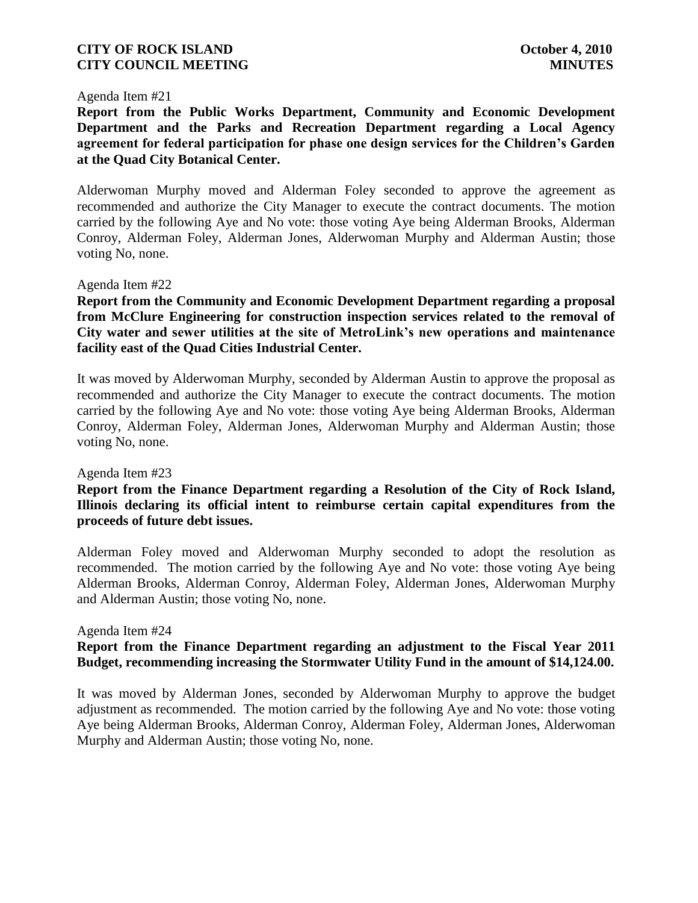Agenda Item #21

**Report from the Public Works Department, Community and Economic Development Department and the Parks and Recreation Department regarding a Local Agency agreement for federal participation for phase one design services for the Children's Garden at the Quad City Botanical Center.**

Alderwoman Murphy moved and Alderman Foley seconded to approve the agreement as recommended and authorize the City Manager to execute the contract documents. The motion carried by the following Aye and No vote: those voting Aye being Alderman Brooks, Alderman Conroy, Alderman Foley, Alderman Jones, Alderwoman Murphy and Alderman Austin; those voting No, none.

Agenda Item #22

**Report from the Community and Economic Development Department regarding a proposal from McClure Engineering for construction inspection services related to the removal of City water and sewer utilities at the site of MetroLink's new operations and maintenance facility east of the Quad Cities Industrial Center.**

It was moved by Alderwoman Murphy, seconded by Alderman Austin to approve the proposal as recommended and authorize the City Manager to execute the contract documents. The motion carried by the following Aye and No vote: those voting Aye being Alderman Brooks, Alderman Conroy, Alderman Foley, Alderman Jones, Alderwoman Murphy and Alderman Austin; those voting No, none.

Agenda Item #23

**Report from the Finance Department regarding a Resolution of the City of Rock Island, Illinois declaring its official intent to reimburse certain capital expenditures from the proceeds of future debt issues.**

Alderman Foley moved and Alderwoman Murphy seconded to adopt the resolution as recommended. The motion carried by the following Aye and No vote: those voting Aye being Alderman Brooks, Alderman Conroy, Alderman Foley, Alderman Jones, Alderwoman Murphy and Alderman Austin; those voting No, none.

Agenda Item #24

**Report from the Finance Department regarding an adjustment to the Fiscal Year 2011 Budget, recommending increasing the Stormwater Utility Fund in the amount of $14,124.00.**

It was moved by Alderman Jones, seconded by Alderwoman Murphy to approve the budget adjustment as recommended. The motion carried by the following Aye and No vote: those voting Aye being Alderman Brooks, Alderman Conroy, Alderman Foley, Alderman Jones, Alderwoman Murphy and Alderman Austin; those voting No, none.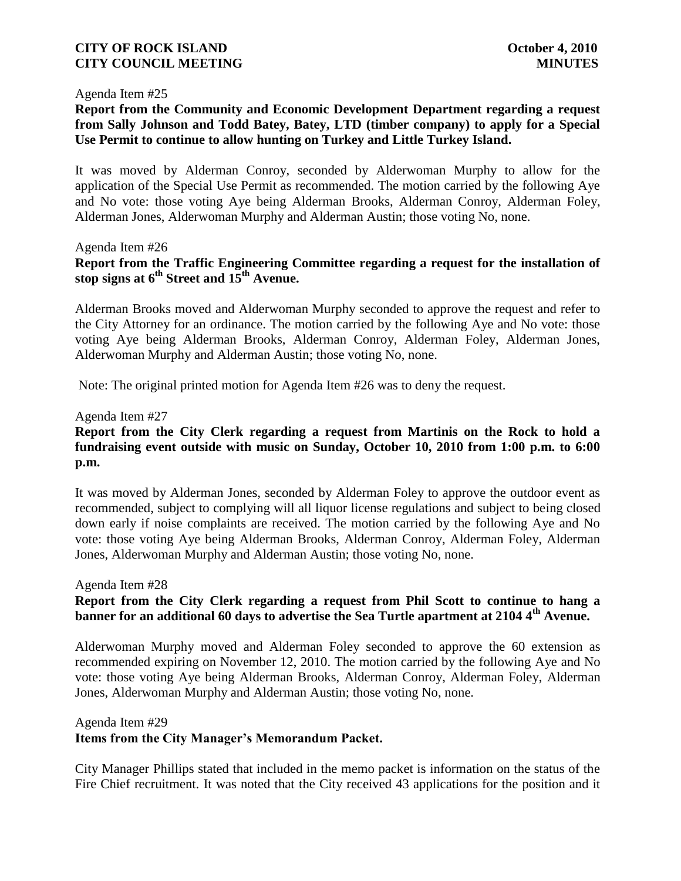Agenda Item #25

**Report from the Community and Economic Development Department regarding a request from Sally Johnson and Todd Batey, Batey, LTD (timber company) to apply for a Special Use Permit to continue to allow hunting on Turkey and Little Turkey Island.**

It was moved by Alderman Conroy, seconded by Alderwoman Murphy to allow for the application of the Special Use Permit as recommended. The motion carried by the following Aye and No vote: those voting Aye being Alderman Brooks, Alderman Conroy, Alderman Foley, Alderman Jones, Alderwoman Murphy and Alderman Austin; those voting No, none.

Agenda Item #26

**Report from the Traffic Engineering Committee regarding a request for the installation of stop signs at 6th Street and 15th Avenue.**

Alderman Brooks moved and Alderwoman Murphy seconded to approve the request and refer to the City Attorney for an ordinance. The motion carried by the following Aye and No vote: those voting Aye being Alderman Brooks, Alderman Conroy, Alderman Foley, Alderman Jones, Alderwoman Murphy and Alderman Austin; those voting No, none.

Note: The original printed motion for Agenda Item #26 was to deny the request.

Agenda Item #27

**Report from the City Clerk regarding a request from Martinis on the Rock to hold a fundraising event outside with music on Sunday, October 10, 2010 from 1:00 p.m. to 6:00 p.m.**

It was moved by Alderman Jones, seconded by Alderman Foley to approve the outdoor event as recommended, subject to complying will all liquor license regulations and subject to being closed down early if noise complaints are received. The motion carried by the following Aye and No vote: those voting Aye being Alderman Brooks, Alderman Conroy, Alderman Foley, Alderman Jones, Alderwoman Murphy and Alderman Austin; those voting No, none.

Agenda Item #28

**Report from the City Clerk regarding a request from Phil Scott to continue to hang a banner for an additional 60 days to advertise the Sea Turtle apartment at 2104 4th Avenue.**

Alderwoman Murphy moved and Alderman Foley seconded to approve the 60 extension as recommended expiring on November 12, 2010. The motion carried by the following Aye and No vote: those voting Aye being Alderman Brooks, Alderman Conroy, Alderman Foley, Alderman Jones, Alderwoman Murphy and Alderman Austin; those voting No, none.

Agenda Item #29

**Items from the City Manager's Memorandum Packet.**

City Manager Phillips stated that included in the memo packet is information on the status of the Fire Chief recruitment. It was noted that the City received 43 applications for the position and it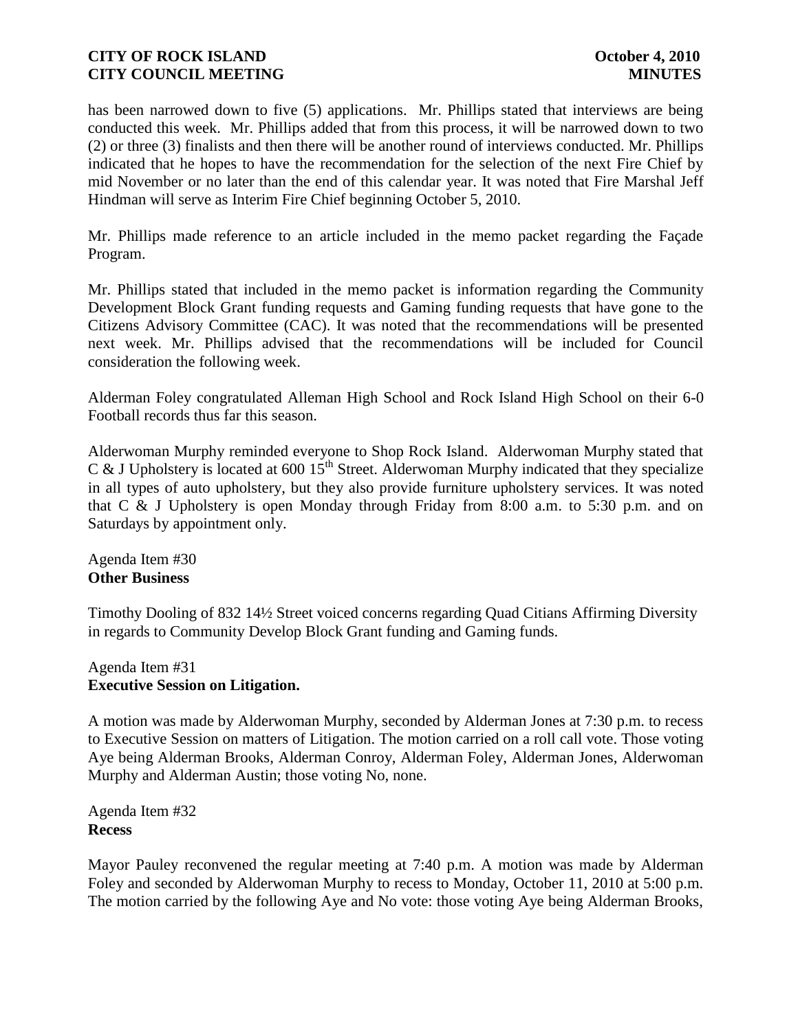has been narrowed down to five (5) applications. Mr. Phillips stated that interviews are being conducted this week. Mr. Phillips added that from this process, it will be narrowed down to two (2) or three (3) finalists and then there will be another round of interviews conducted. Mr. Phillips indicated that he hopes to have the recommendation for the selection of the next Fire Chief by mid November or no later than the end of this calendar year. It was noted that Fire Marshal Jeff Hindman will serve as Interim Fire Chief beginning October 5, 2010.

Mr. Phillips made reference to an article included in the memo packet regarding the Façade Program.

Mr. Phillips stated that included in the memo packet is information regarding the Community Development Block Grant funding requests and Gaming funding requests that have gone to the Citizens Advisory Committee (CAC). It was noted that the recommendations will be presented next week. Mr. Phillips advised that the recommendations will be included for Council consideration the following week.

Alderman Foley congratulated Alleman High School and Rock Island High School on their 6-0 Football records thus far this season.

Alderwoman Murphy reminded everyone to Shop Rock Island. Alderwoman Murphy stated that C & J Upholstery is located at 600 15th Street. Alderwoman Murphy indicated that they specialize in all types of auto upholstery, but they also provide furniture upholstery services. It was noted that C & J Upholstery is open Monday through Friday from 8:00 a.m. to 5:30 p.m. and on Saturdays by appointment only.

Agenda Item #30
**Other Business**

Timothy Dooling of 832 14½ Street voiced concerns regarding Quad Citians Affirming Diversity in regards to Community Develop Block Grant funding and Gaming funds.

Agenda Item #31
**Executive Session on Litigation.**

A motion was made by Alderwoman Murphy, seconded by Alderman Jones at 7:30 p.m. to recess to Executive Session on matters of Litigation. The motion carried on a roll call vote. Those voting Aye being Alderman Brooks, Alderman Conroy, Alderman Foley, Alderman Jones, Alderwoman Murphy and Alderman Austin; those voting No, none.

Agenda Item #32
**Recess**

Mayor Pauley reconvened the regular meeting at 7:40 p.m. A motion was made by Alderman Foley and seconded by Alderwoman Murphy to recess to Monday, October 11, 2010 at 5:00 p.m. The motion carried by the following Aye and No vote: those voting Aye being Alderman Brooks,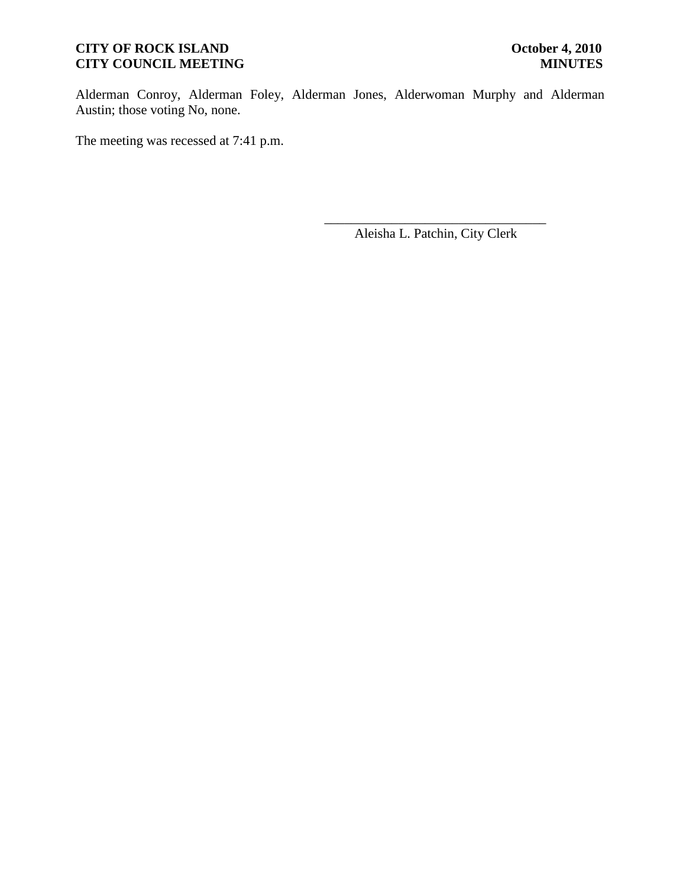Alderman Conroy, Alderman Foley, Alderman Jones, Alderwoman Murphy and Alderman Austin; those voting No, none.

The meeting was recessed at 7:41 p.m.

\_\_\_\_\_\_\_\_\_\_\_\_\_\_\_\_\_\_\_\_\_\_\_\_\_\_\_\_\_\_\_\_\_\_

Aleisha L. Patchin, City Clerk